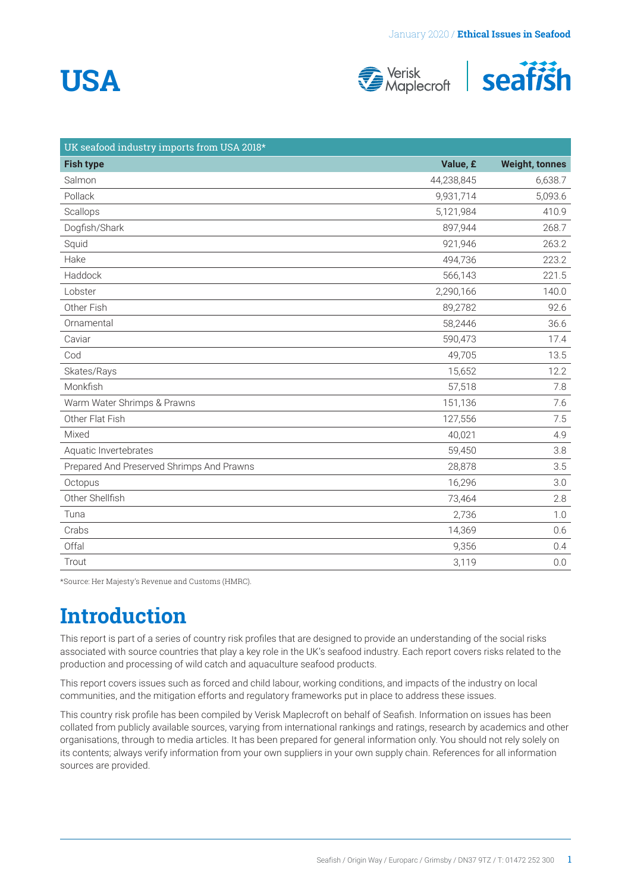# USA

| UK seafood industry imports from USA 2018* | | |
|---|---|---|
| **Fish type** | **Value, £** | **Weight, tonnes** |
| Salmon | 44,238,845 | 6,638.7 |
| Pollack | 9,931,714 | 5,093.6 |
| Scallops | 5,121,984 | 410.9 |
| Dogfish/Shark | 897,944 | 268.7 |
| Squid | 921,946 | 263.2 |
| Hake | 494,736 | 223.2 |
| Haddock | 566,143 | 221.5 |
| Lobster | 2,290,166 | 140.0 |
| Other Fish | 89,2782 | 92.6 |
| Ornamental | 58,2446 | 36.6 |
| Caviar | 590,473 | 17.4 |
| Cod | 49,705 | 13.5 |
| Skates/Rays | 15,652 | 12.2 |
| Monkfish | 57,518 | 7.8 |
| Warm Water Shrimps & Prawns | 151,136 | 7.6 |
| Other Flat Fish | 127,556 | 7.5 |
| Mixed | 40,021 | 4.9 |
| Aquatic Invertebrates | 59,450 | 3.8 |
| Prepared And Preserved Shrimps And Prawns | 28,878 | 3.5 |
| Octopus | 16,296 | 3.0 |
| Other Shellfish | 73,464 | 2.8 |
| Tuna | 2,736 | 1.0 |
| Crabs | 14,369 | 0.6 |
| Offal | 9,356 | 0.4 |
| Trout | 3,119 | 0.0 |

*Source: Her Majesty's Revenue and Customs (HMRC).

# Introduction

This report is part of a series of country risk profiles that are designed to provide an understanding of the social risks associated with source countries that play a key role in the UK's seafood industry. Each report covers risks related to the production and processing of wild catch and aquaculture seafood products.

This report covers issues such as forced and child labour, working conditions, and impacts of the industry on local communities, and the mitigation efforts and regulatory frameworks put in place to address these issues.

This country risk profile has been compiled by Verisk Maplecroft on behalf of Seafish. Information on issues has been collated from publicly available sources, varying from international rankings and ratings, research by academics and other organisations, through to media articles. It has been prepared for general information only. You should not rely solely on its contents; always verify information from your own suppliers in your own supply chain. References for all information sources are provided.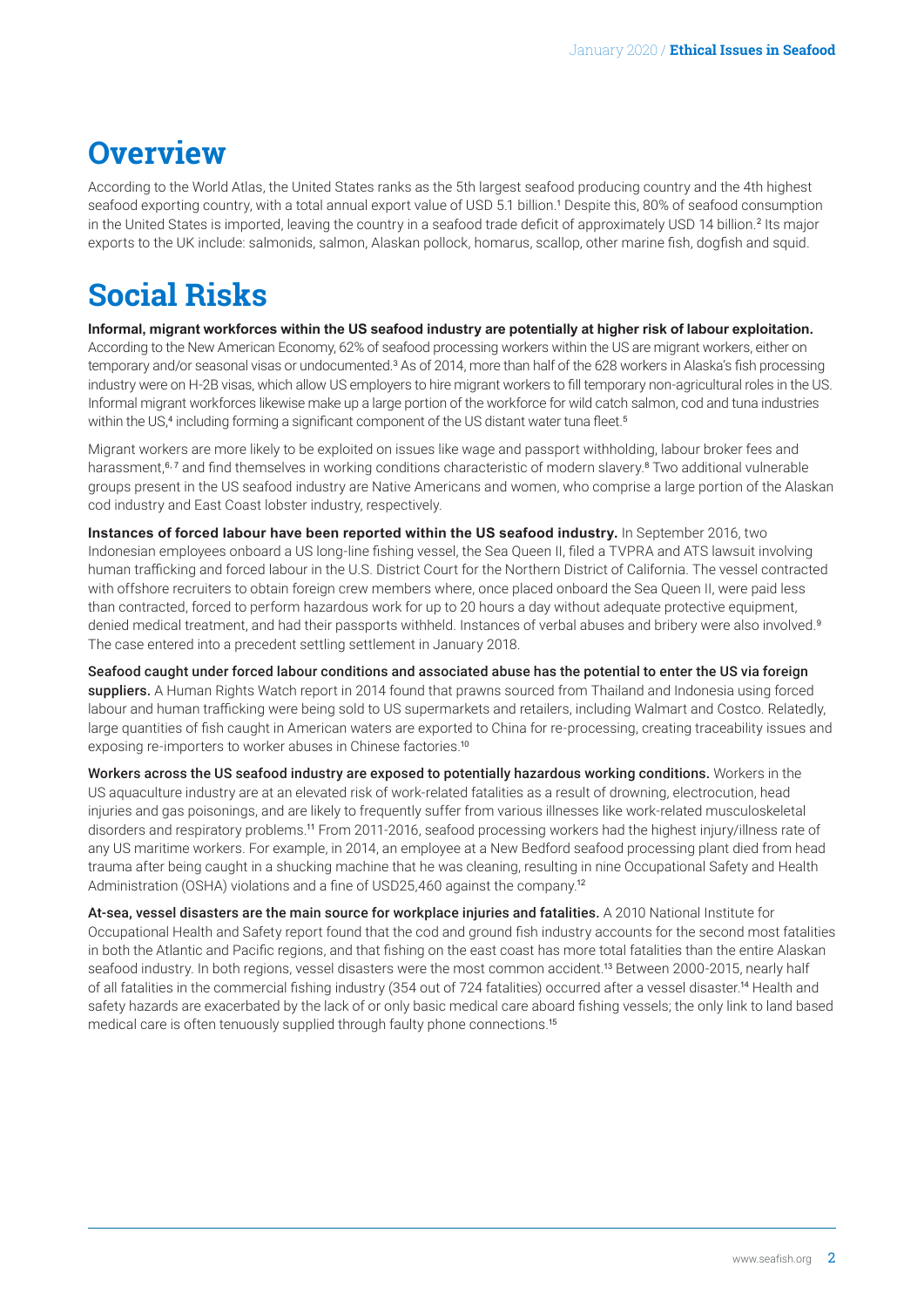# Overview

According to the World Atlas, the United States ranks as the 5th largest seafood producing country and the 4th highest seafood exporting country, with a total annual export value of USD 5.1 billion.[1] Despite this, 80% of seafood consumption in the United States is imported, leaving the country in a seafood trade deficit of approximately USD 14 billion.[2] Its major exports to the UK include: salmonids, salmon, Alaskan pollock, homarus, scallop, other marine fish, dogfish and squid.

# Social Risks

**Informal, migrant workforces within the US seafood industry are potentially at higher risk of labour exploitation.** According to the New American Economy, 62% of seafood processing workers within the US are migrant workers, either on temporary and/or seasonal visas or undocumented.[3] As of 2014, more than half of the 628 workers in Alaska's fish processing industry were on H-2B visas, which allow US employers to hire migrant workers to fill temporary non-agricultural roles in the US. Informal migrant workforces likewise make up a large portion of the workforce for wild catch salmon, cod and tuna industries within the US,[4] including forming a significant component of the US distant water tuna fleet.[5]

Migrant workers are more likely to be exploited on issues like wage and passport withholding, labour broker fees and harassment,[6, 7] and find themselves in working conditions characteristic of modern slavery.[8] Two additional vulnerable groups present in the US seafood industry are Native Americans and women, who comprise a large portion of the Alaskan cod industry and East Coast lobster industry, respectively.

**Instances of forced labour have been reported within the US seafood industry.** In September 2016, two Indonesian employees onboard a US long-line fishing vessel, the Sea Queen II, filed a TVPRA and ATS lawsuit involving human trafficking and forced labour in the U.S. District Court for the Northern District of California. The vessel contracted with offshore recruiters to obtain foreign crew members where, once placed onboard the Sea Queen II, were paid less than contracted, forced to perform hazardous work for up to 20 hours a day without adequate protective equipment, denied medical treatment, and had their passports withheld. Instances of verbal abuses and bribery were also involved.[9] The case entered into a precedent settling settlement in January 2018.

**Seafood caught under forced labour conditions and associated abuse has the potential to enter the US via foreign suppliers.** A Human Rights Watch report in 2014 found that prawns sourced from Thailand and Indonesia using forced labour and human trafficking were being sold to US supermarkets and retailers, including Walmart and Costco. Relatedly, large quantities of fish caught in American waters are exported to China for re-processing, creating traceability issues and exposing re-importers to worker abuses in Chinese factories.[10]

**Workers across the US seafood industry are exposed to potentially hazardous working conditions.** Workers in the US aquaculture industry are at an elevated risk of work-related fatalities as a result of drowning, electrocution, head injuries and gas poisonings, and are likely to frequently suffer from various illnesses like work-related musculoskeletal disorders and respiratory problems.[11] From 2011-2016, seafood processing workers had the highest injury/illness rate of any US maritime workers. For example, in 2014, an employee at a New Bedford seafood processing plant died from head trauma after being caught in a shucking machine that he was cleaning, resulting in nine Occupational Safety and Health Administration (OSHA) violations and a fine of USD25,460 against the company.[12]

**At-sea, vessel disasters are the main source for workplace injuries and fatalities.** A 2010 National Institute for Occupational Health and Safety report found that the cod and ground fish industry accounts for the second most fatalities in both the Atlantic and Pacific regions, and that fishing on the east coast has more total fatalities than the entire Alaskan seafood industry. In both regions, vessel disasters were the most common accident.[13] Between 2000-2015, nearly half of all fatalities in the commercial fishing industry (354 out of 724 fatalities) occurred after a vessel disaster.[14] Health and safety hazards are exacerbated by the lack of or only basic medical care aboard fishing vessels; the only link to land based medical care is often tenuously supplied through faulty phone connections.[15]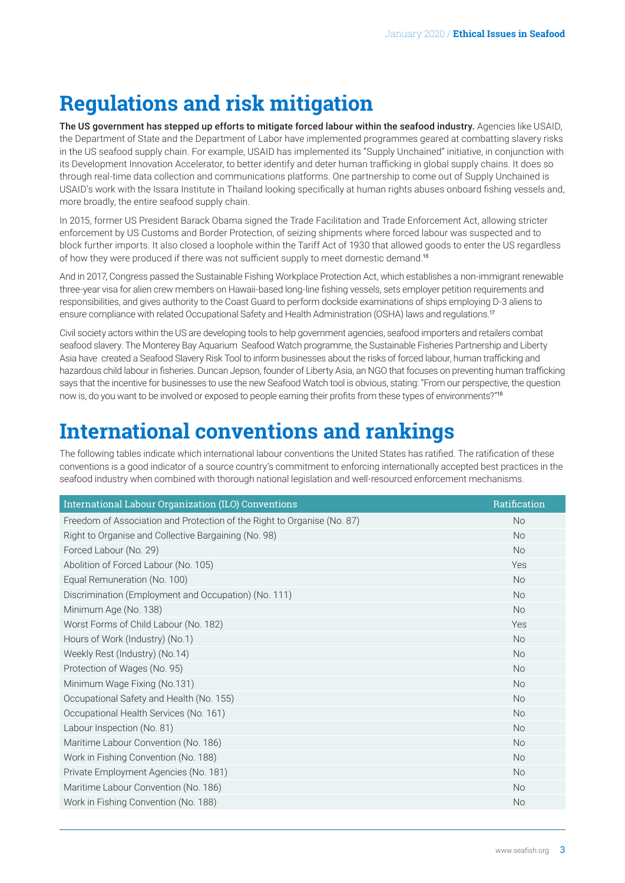## Regulations and risk mitigation

**The US government has stepped up efforts to mitigate forced labour within the seafood industry.** Agencies like USAID, the Department of State and the Department of Labor have implemented programmes geared at combatting slavery risks in the US seafood supply chain. For example, USAID has implemented its "Supply Unchained" initiative, in conjunction with its Development Innovation Accelerator, to better identify and deter human trafficking in global supply chains. It does so through real-time data collection and communications platforms. One partnership to come out of Supply Unchained is USAID's work with the Issara Institute in Thailand looking specifically at human rights abuses onboard fishing vessels and, more broadly, the entire seafood supply chain.

In 2015, former US President Barack Obama signed the Trade Facilitation and Trade Enforcement Act, allowing stricter enforcement by US Customs and Border Protection, of seizing shipments where forced labour was suspected and to block further imports. It also closed a loophole within the Tariff Act of 1930 that allowed goods to enter the US regardless of how they were produced if there was not sufficient supply to meet domestic demand.[16]

And in 2017, Congress passed the Sustainable Fishing Workplace Protection Act, which establishes a non-immigrant renewable three-year visa for alien crew members on Hawaii-based long-line fishing vessels, sets employer petition requirements and responsibilities, and gives authority to the Coast Guard to perform dockside examinations of ships employing D-3 aliens to ensure compliance with related Occupational Safety and Health Administration (OSHA) laws and regulations.[17]

Civil society actors within the US are developing tools to help government agencies, seafood importers and retailers combat seafood slavery. The Monterey Bay Aquarium Seafood Watch programme, the Sustainable Fisheries Partnership and Liberty Asia have created a Seafood Slavery Risk Tool to inform businesses about the risks of forced labour, human trafficking and hazardous child labour in fisheries. Duncan Jepson, founder of Liberty Asia, an NGO that focuses on preventing human trafficking says that the incentive for businesses to use the new Seafood Watch tool is obvious, stating: "From our perspective, the question now is, do you want to be involved or exposed to people earning their profits from these types of environments?"[18]

## International conventions and rankings

The following tables indicate which international labour conventions the United States has ratified. The ratification of these conventions is a good indicator of a source country's commitment to enforcing internationally accepted best practices in the seafood industry when combined with thorough national legislation and well-resourced enforcement mechanisms.

| International Labour Organization (ILO) Conventions | Ratification |
|---|---|
| Freedom of Association and Protection of the Right to Organise (No. 87) | No |
| Right to Organise and Collective Bargaining (No. 98) | No |
| Forced Labour (No. 29) | No |
| Abolition of Forced Labour (No. 105) | Yes |
| Equal Remuneration (No. 100) | No |
| Discrimination (Employment and Occupation) (No. 111) | No |
| Minimum Age (No. 138) | No |
| Worst Forms of Child Labour (No. 182) | Yes |
| Hours of Work (Industry) (No.1) | No |
| Weekly Rest (Industry) (No.14) | No |
| Protection of Wages (No. 95) | No |
| Minimum Wage Fixing (No.131) | No |
| Occupational Safety and Health (No. 155) | No |
| Occupational Health Services (No. 161) | No |
| Labour Inspection (No. 81) | No |
| Maritime Labour Convention (No. 186) | No |
| Work in Fishing Convention (No. 188) | No |
| Private Employment Agencies (No. 181) | No |
| Maritime Labour Convention (No. 186) | No |
| Work in Fishing Convention (No. 188) | No |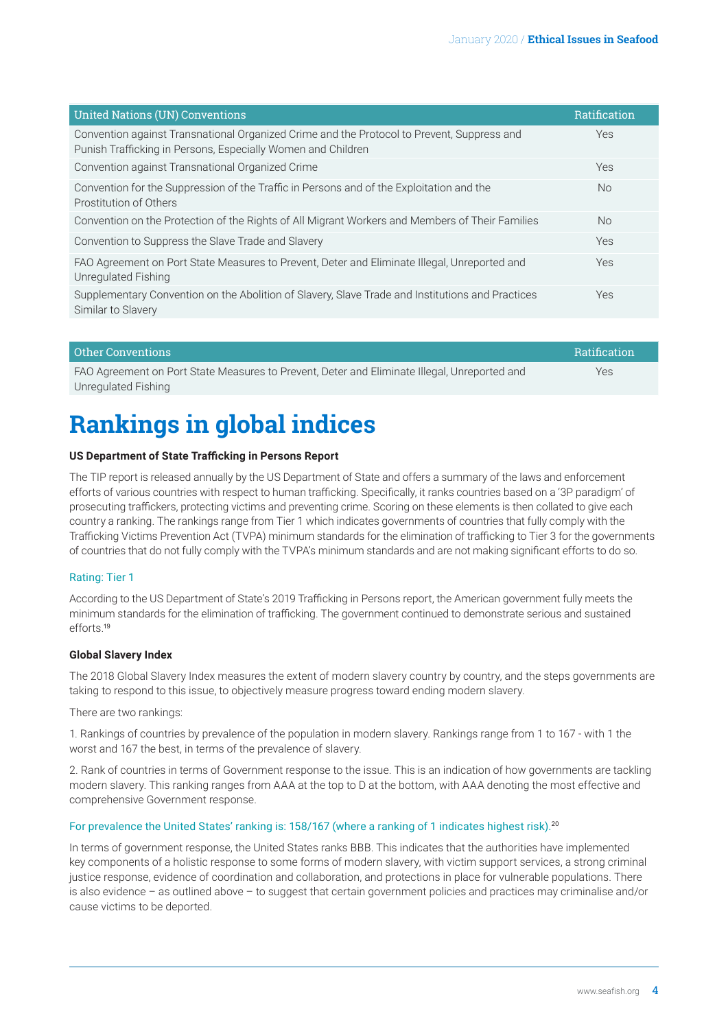| United Nations (UN) Conventions | Ratification |
| --- | --- |
| Convention against Transnational Organized Crime and the Protocol to Prevent, Suppress and Punish Trafficking in Persons, Especially Women and Children | Yes |
| Convention against Transnational Organized Crime | Yes |
| Convention for the Suppression of the Traffic in Persons and of the Exploitation and the Prostitution of Others | No |
| Convention on the Protection of the Rights of All Migrant Workers and Members of Their Families | No |
| Convention to Suppress the Slave Trade and Slavery | Yes |
| FAO Agreement on Port State Measures to Prevent, Deter and Eliminate Illegal, Unreported and Unregulated Fishing | Yes |
| Supplementary Convention on the Abolition of Slavery, Slave Trade and Institutions and Practices Similar to Slavery | Yes |

| Other Conventions | Ratification |
| --- | --- |
| FAO Agreement on Port State Measures to Prevent, Deter and Eliminate Illegal, Unreported and Unregulated Fishing | Yes |

# Rankings in global indices

**US Department of State Trafficking in Persons Report**

The TIP report is released annually by the US Department of State and offers a summary of the laws and enforcement efforts of various countries with respect to human trafficking. Specifically, it ranks countries based on a '3P paradigm' of prosecuting traffickers, protecting victims and preventing crime. Scoring on these elements is then collated to give each country a ranking. The rankings range from Tier 1 which indicates governments of countries that fully comply with the Trafficking Victims Prevention Act (TVPA) minimum standards for the elimination of trafficking to Tier 3 for the governments of countries that do not fully comply with the TVPA's minimum standards and are not making significant efforts to do so.

Rating: Tier 1

According to the US Department of State's 2019 Trafficking in Persons report, the American government fully meets the minimum standards for the elimination of trafficking. The government continued to demonstrate serious and sustained efforts.[19]

**Global Slavery Index**

The 2018 Global Slavery Index measures the extent of modern slavery country by country, and the steps governments are taking to respond to this issue, to objectively measure progress toward ending modern slavery.

There are two rankings:

1. Rankings of countries by prevalence of the population in modern slavery. Rankings range from 1 to 167 - with 1 the worst and 167 the best, in terms of the prevalence of slavery.

2. Rank of countries in terms of Government response to the issue. This is an indication of how governments are tackling modern slavery. This ranking ranges from AAA at the top to D at the bottom, with AAA denoting the most effective and comprehensive Government response.

For prevalence the United States' ranking is: 158/167 (where a ranking of 1 indicates highest risk).[20]

In terms of government response, the United States ranks BBB. This indicates that the authorities have implemented key components of a holistic response to some forms of modern slavery, with victim support services, a strong criminal justice response, evidence of coordination and collaboration, and protections in place for vulnerable populations. There is also evidence – as outlined above – to suggest that certain government policies and practices may criminalise and/or cause victims to be deported.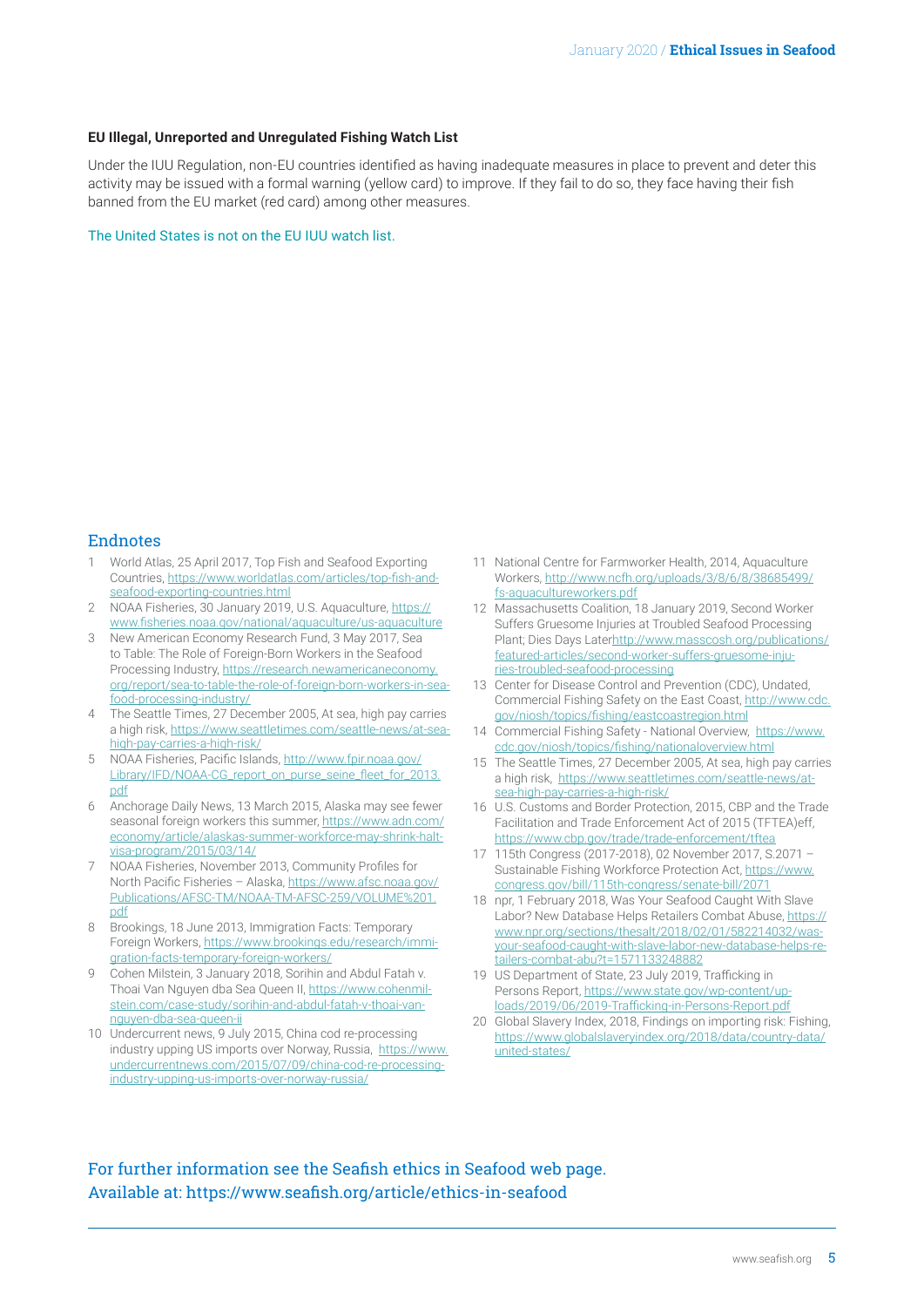**EU Illegal, Unreported and Unregulated Fishing Watch List**

Under the IUU Regulation, non-EU countries identified as having inadequate measures in place to prevent and deter this activity may be issued with a formal warning (yellow card) to improve. If they fail to do so, they face having their fish banned from the EU market (red card) among other measures.

The United States is not on the EU IUU watch list.

## Endnotes

1. World Atlas, 25 April 2017, Top Fish and Seafood Exporting Countries, https://www.worldatlas.com/articles/top-fish-and-seafood-exporting-countries.html
2. NOAA Fisheries, 30 January 2019, U.S. Aquaculture, https://www.fisheries.noaa.gov/national/aquaculture/us-aquaculture
3. New American Economy Research Fund, 3 May 2017, Sea to Table: The Role of Foreign-Born Workers in the Seafood Processing Industry, https://research.newamericaneconomy.org/report/sea-to-table-the-role-of-foreign-born-workers-in-seafood-processing-industry/
4. The Seattle Times, 27 December 2005, At sea, high pay carries a high risk, https://www.seattletimes.com/seattle-news/at-sea-high-pay-carries-a-high-risk/
5. NOAA Fisheries, Pacific Islands, http://www.fpir.noaa.gov/Library/IFD/NOAA-CG_report_on_purse_seine_fleet_for_2013.pdf
6. Anchorage Daily News, 13 March 2015, Alaska may see fewer seasonal foreign workers this summer, https://www.adn.com/economy/article/alaskas-summer-workforce-may-shrink-halt-visa-program/2015/03/14/
7. NOAA Fisheries, November 2013, Community Profiles for North Pacific Fisheries – Alaska, https://www.afsc.noaa.gov/Publications/AFSC-TM/NOAA-TM-AFSC-259/VOLUME%201.pdf
8. Brookings, 18 June 2013, Immigration Facts: Temporary Foreign Workers, https://www.brookings.edu/research/immigration-facts-temporary-foreign-workers/
9. Cohen Milstein, 3 January 2018, Sorihin and Abdul Fatah v. Thoai Van Nguyen dba Sea Queen II, https://www.cohenmilstein.com/case-study/sorihin-and-abdul-fatah-v-thoai-van-nguyen-dba-sea-queen-ii
10. Undercurrent news, 9 July 2015, China cod re-processing industry upping US imports over Norway, Russia, https://www.undercurrentnews.com/2015/07/09/china-cod-re-processing-industry-upping-us-imports-over-norway-russia/
11. National Centre for Farmworker Health, 2014, Aquaculture Workers, http://www.ncfh.org/uploads/3/8/6/8/38685499/fs-aquacultureworkers.pdf
12. Massachusetts Coalition, 18 January 2019, Second Worker Suffers Gruesome Injuries at Troubled Seafood Processing Plant; Dies Days Laterhttp://www.masscosh.org/publications/featured-articles/second-worker-suffers-gruesome-injuries-troubled-seafood-processing
13. Center for Disease Control and Prevention (CDC), Undated, Commercial Fishing Safety on the East Coast, http://www.cdc.gov/niosh/topics/fishing/eastcoastregion.html
14. Commercial Fishing Safety - National Overview, https://www.cdc.gov/niosh/topics/fishing/nationaloverview.html
15. The Seattle Times, 27 December 2005, At sea, high pay carries a high risk, https://www.seattletimes.com/seattle-news/at-sea-high-pay-carries-a-high-risk/
16. U.S. Customs and Border Protection, 2015, CBP and the Trade Facilitation and Trade Enforcement Act of 2015 (TFTEA)eff, https://www.cbp.gov/trade/trade-enforcement/tftea
17. 115th Congress (2017-2018), 02 November 2017, S.2071 – Sustainable Fishing Workforce Protection Act, https://www.congress.gov/bill/115th-congress/senate-bill/2071
18. npr, 1 February 2018, Was Your Seafood Caught With Slave Labor? New Database Helps Retailers Combat Abuse, https://www.npr.org/sections/thesalt/2018/02/01/582214032/was-your-seafood-caught-with-slave-labor-new-database-helps-retailers-combat-abu?t=1571133248882
19. US Department of State, 23 July 2019, Trafficking in Persons Report, https://www.state.gov/wp-content/uploads/2019/06/2019-Trafficking-in-Persons-Report.pdf
20. Global Slavery Index, 2018, Findings on importing risk: Fishing, https://www.globalslaveryindex.org/2018/data/country-data/united-states/

For further information see the Seafish ethics in Seafood web page.
Available at: https://www.seafish.org/article/ethics-in-seafood